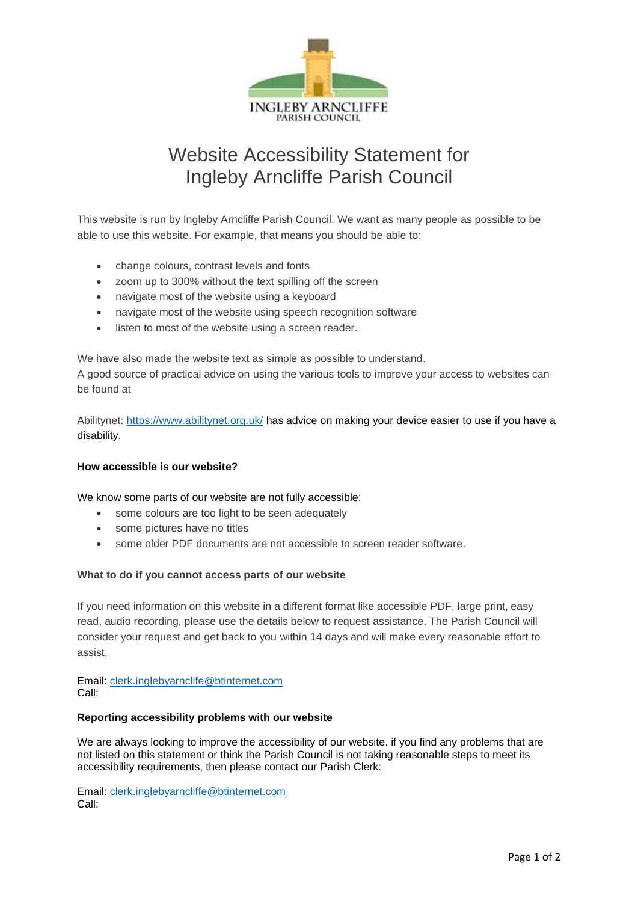INGLEBY ARNCLIFFE
PARISH COUNCIL

# Website Accessibility Statement for Ingleby Arncliffe Parish Council

This website is run by Ingleby Arncliffe Parish Council. We want as many people as possible to be able to use this website. For example, that means you should be able to:

- change colours, contrast levels and fonts
- zoom up to 300% without the text spilling off the screen
- navigate most of the website using a keyboard
- navigate most of the website using speech recognition software
- listen to most of the website using a screen reader.

We have also made the website text as simple as possible to understand.
A good source of practical advice on using the various tools to improve your access to websites can be found at

Abilitynet: https://www.abilitynet.org.uk/ has advice on making your device easier to use if you have a disability.

**How accessible is our website?**

We know some parts of our website are not fully accessible:

- some colours are too light to be seen adequately
- some pictures have no titles
- some older PDF documents are not accessible to screen reader software.

**What to do if you cannot access parts of our website**

If you need information on this website in a different format like accessible PDF, large print, easy read, audio recording, please use the details below to request assistance. The Parish Council will consider your request and get back to you within 14 days and will make every reasonable effort to assist.

Email: clerk.inglebyarnclife@btinternet.com
Call:

**Reporting accessibility problems with our website**

We are always looking to improve the accessibility of our website. if you find any problems that are not listed on this statement or think the Parish Council is not taking reasonable steps to meet its accessibility requirements, then please contact our Parish Clerk:

Email: clerk.inglebyarncliffe@btinternet.com
Call: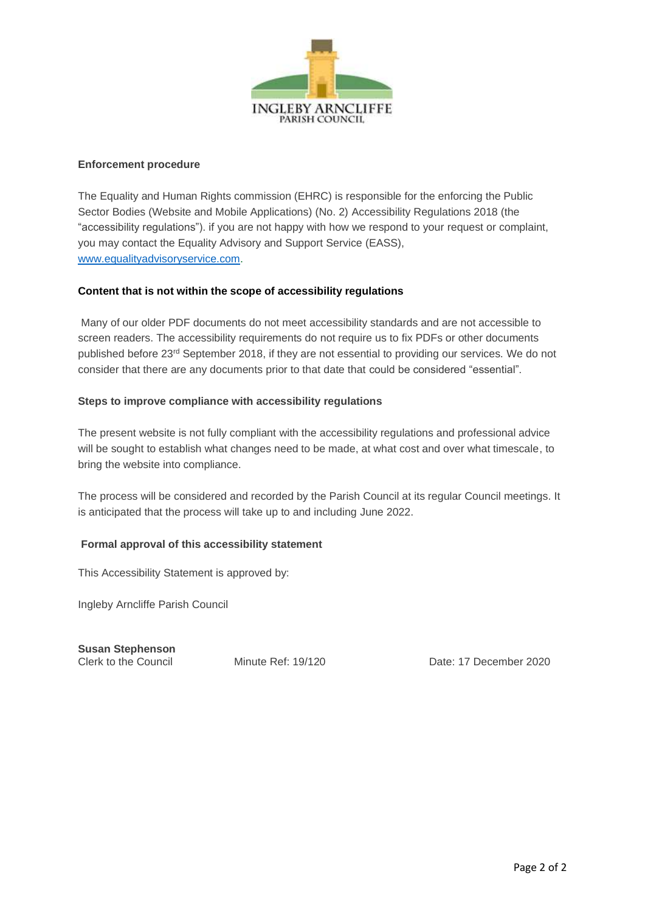INGLEBY ARNCLIFFE
PARISH COUNCIL

**Enforcement procedure**

The Equality and Human Rights commission (EHRC) is responsible for the enforcing the Public Sector Bodies (Website and Mobile Applications) (No. 2) Accessibility Regulations 2018 (the "accessibility regulations"). if you are not happy with how we respond to your request or complaint, you may contact the Equality Advisory and Support Service (EASS), [www.equalityadvisoryservice.com](http://www.equalityadvisoryservice.com).

**Content that is not within the scope of accessibility regulations**

Many of our older PDF documents do not meet accessibility standards and are not accessible to screen readers. The accessibility requirements do not require us to fix PDFs or other documents published before 23rd September 2018, if they are not essential to providing our services. We do not consider that there are any documents prior to that date that could be considered "essential".

**Steps to improve compliance with accessibility regulations**

The present website is not fully compliant with the accessibility regulations and professional advice will be sought to establish what changes need to be made, at what cost and over what timescale, to bring the website into compliance.

The process will be considered and recorded by the Parish Council at its regular Council meetings. It is anticipated that the process will take up to and including June 2022.

**Formal approval of this accessibility statement**

This Accessibility Statement is approved by:

Ingleby Arncliffe Parish Council

**Susan Stephenson**
Clerk to the Council    Minute Ref: 19/120    Date: 17 December 2020